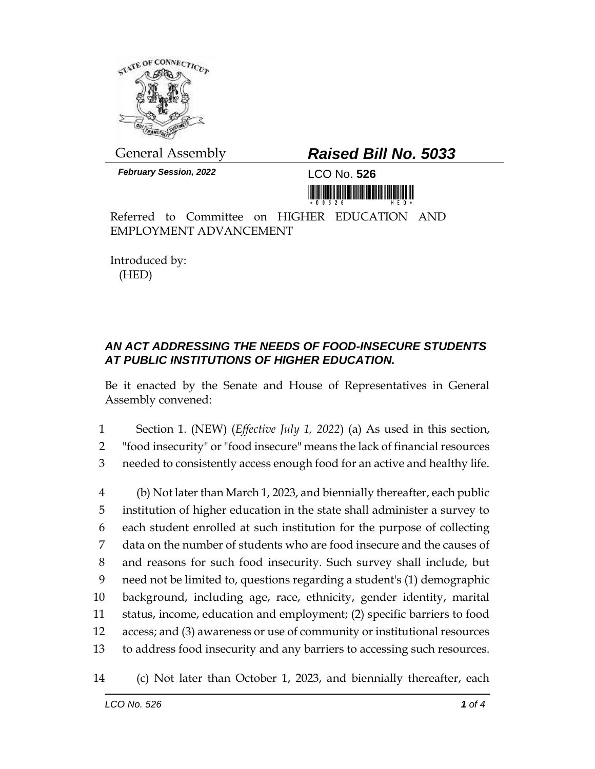General Assembly

***February Session, 2022***

# ***Raised Bill No. 5033***

LCO No. **526**

Referred to Committee on HIGHER EDUCATION AND EMPLOYMENT ADVANCEMENT

Introduced by:
(HED)

### ***AN ACT ADDRESSING THE NEEDS OF FOOD-INSECURE STUDENTS AT PUBLIC INSTITUTIONS OF HIGHER EDUCATION.***

Be it enacted by the Senate and House of Representatives in General Assembly convened:

1 Section 1. (NEW) (*Effective July 1, 2022*) (a) As used in this section,
2 "food insecurity" or "food insecure" means the lack of financial resources
3 needed to consistently access enough food for an active and healthy life.

4 (b) Not later than March 1, 2023, and biennially thereafter, each public
5 institution of higher education in the state shall administer a survey to
6 each student enrolled at such institution for the purpose of collecting
7 data on the number of students who are food insecure and the causes of
8 and reasons for such food insecurity. Such survey shall include, but
9 need not be limited to, questions regarding a student's (1) demographic
10 background, including age, race, ethnicity, gender identity, marital
11 status, income, education and employment; (2) specific barriers to food
12 access; and (3) awareness or use of community or institutional resources
13 to address food insecurity and any barriers to accessing such resources.

14 (c) Not later than October 1, 2023, and biennially thereafter, each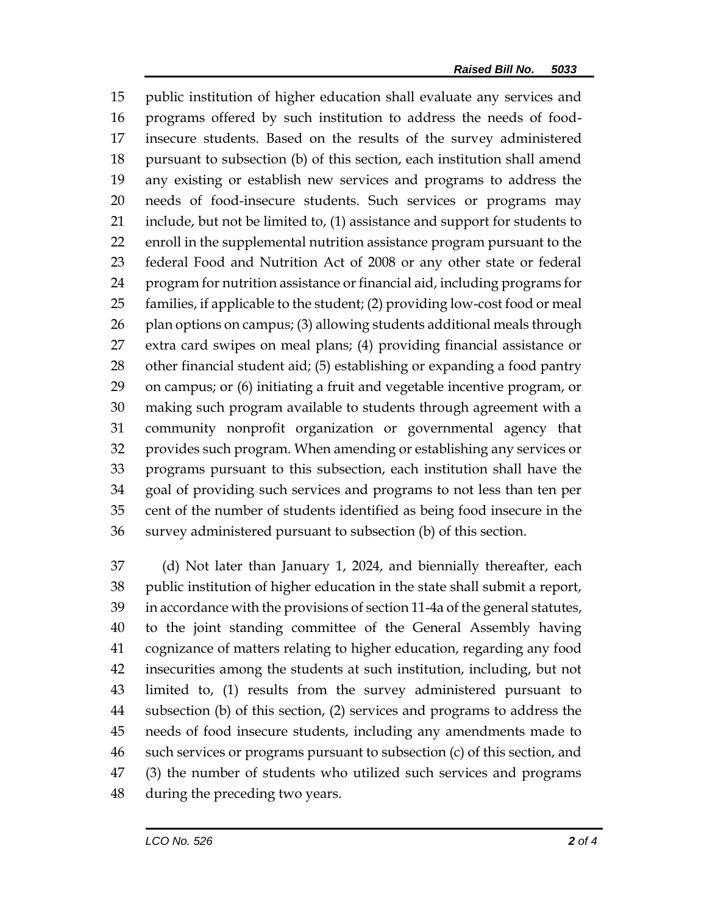public institution of higher education shall evaluate any services and programs offered by such institution to address the needs of food-insecure students. Based on the results of the survey administered pursuant to subsection (b) of this section, each institution shall amend any existing or establish new services and programs to address the needs of food-insecure students. Such services or programs may include, but not be limited to, (1) assistance and support for students to enroll in the supplemental nutrition assistance program pursuant to the federal Food and Nutrition Act of 2008 or any other state or federal program for nutrition assistance or financial aid, including programs for families, if applicable to the student; (2) providing low-cost food or meal plan options on campus; (3) allowing students additional meals through extra card swipes on meal plans; (4) providing financial assistance or other financial student aid; (5) establishing or expanding a food pantry on campus; or (6) initiating a fruit and vegetable incentive program, or making such program available to students through agreement with a community nonprofit organization or governmental agency that provides such program. When amending or establishing any services or programs pursuant to this subsection, each institution shall have the goal of providing such services and programs to not less than ten per cent of the number of students identified as being food insecure in the survey administered pursuant to subsection (b) of this section.

(d) Not later than January 1, 2024, and biennially thereafter, each public institution of higher education in the state shall submit a report, in accordance with the provisions of section 11-4a of the general statutes, to the joint standing committee of the General Assembly having cognizance of matters relating to higher education, regarding any food insecurities among the students at such institution, including, but not limited to, (1) results from the survey administered pursuant to subsection (b) of this section, (2) services and programs to address the needs of food insecure students, including any amendments made to such services or programs pursuant to subsection (c) of this section, and (3) the number of students who utilized such services and programs during the preceding two years.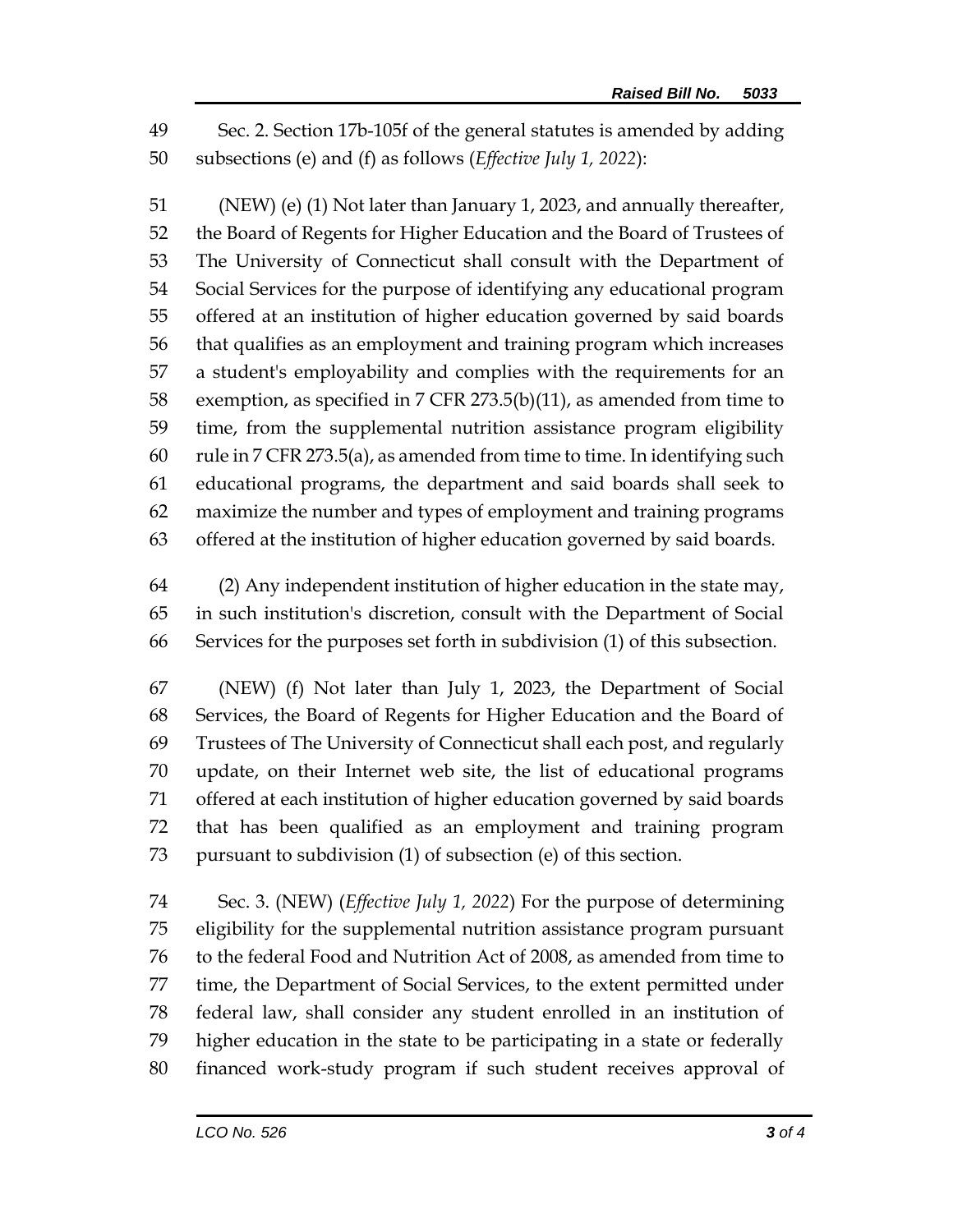Sec. 2. Section 17b-105f of the general statutes is amended by adding subsections (e) and (f) as follows (*Effective July 1, 2022*):

(NEW) (e) (1) Not later than January 1, 2023, and annually thereafter, the Board of Regents for Higher Education and the Board of Trustees of The University of Connecticut shall consult with the Department of Social Services for the purpose of identifying any educational program offered at an institution of higher education governed by said boards that qualifies as an employment and training program which increases a student's employability and complies with the requirements for an exemption, as specified in 7 CFR 273.5(b)(11), as amended from time to time, from the supplemental nutrition assistance program eligibility rule in 7 CFR 273.5(a), as amended from time to time. In identifying such educational programs, the department and said boards shall seek to maximize the number and types of employment and training programs offered at the institution of higher education governed by said boards.

(2) Any independent institution of higher education in the state may, in such institution's discretion, consult with the Department of Social Services for the purposes set forth in subdivision (1) of this subsection.

(NEW) (f) Not later than July 1, 2023, the Department of Social Services, the Board of Regents for Higher Education and the Board of Trustees of The University of Connecticut shall each post, and regularly update, on their Internet web site, the list of educational programs offered at each institution of higher education governed by said boards that has been qualified as an employment and training program pursuant to subdivision (1) of subsection (e) of this section.

Sec. 3. (NEW) (*Effective July 1, 2022*) For the purpose of determining eligibility for the supplemental nutrition assistance program pursuant to the federal Food and Nutrition Act of 2008, as amended from time to time, the Department of Social Services, to the extent permitted under federal law, shall consider any student enrolled in an institution of higher education in the state to be participating in a state or federally financed work-study program if such student receives approval of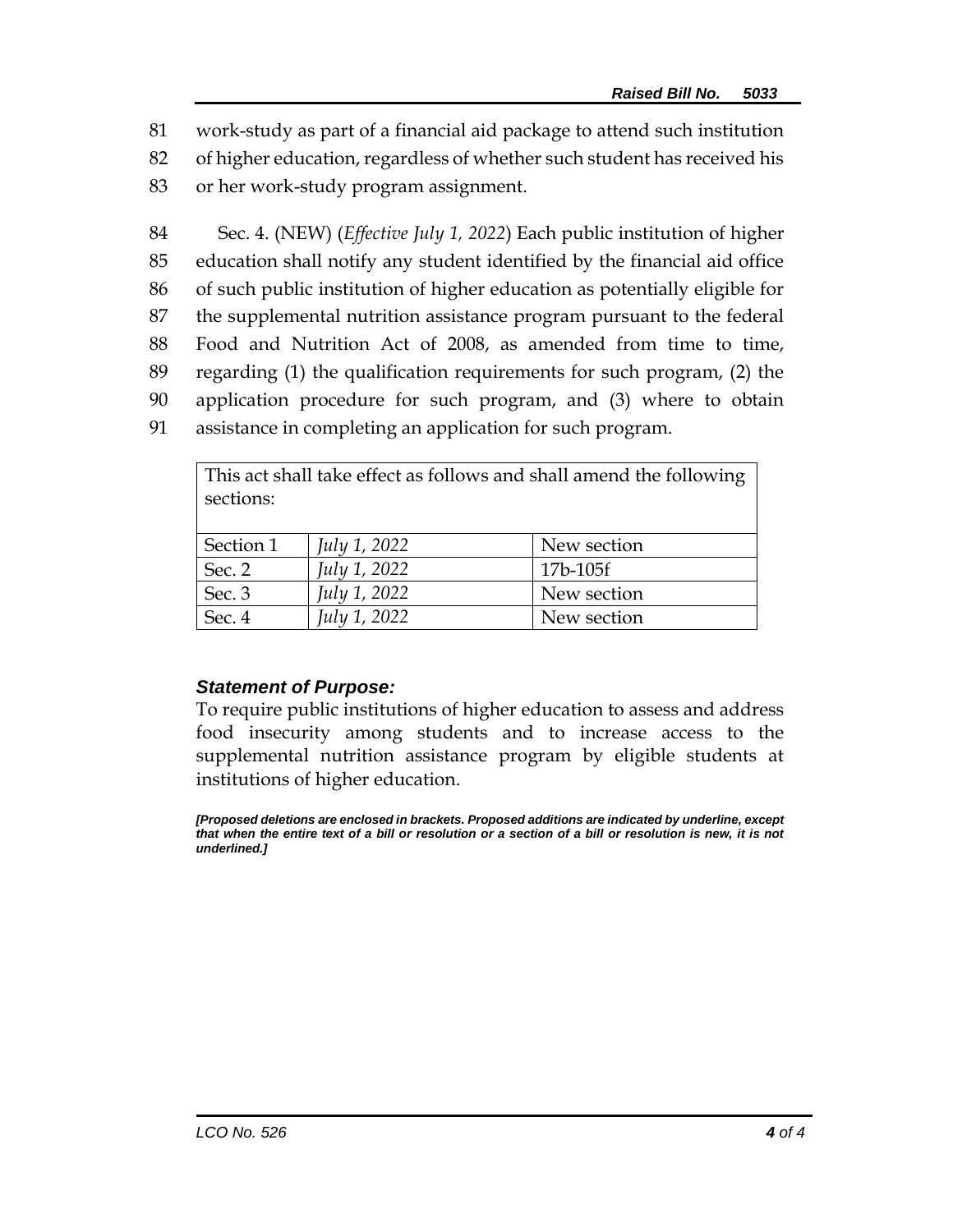81 work-study as part of a financial aid package to attend such institution
82 of higher education, regardless of whether such student has received his
83 or her work-study program assignment.

84 Sec. 4. (NEW) (*Effective July 1, 2022*) Each public institution of higher
85 education shall notify any student identified by the financial aid office
86 of such public institution of higher education as potentially eligible for
87 the supplemental nutrition assistance program pursuant to the federal
88 Food and Nutrition Act of 2008, as amended from time to time,
89 regarding (1) the qualification requirements for such program, (2) the
90 application procedure for such program, and (3) where to obtain
91 assistance in completing an application for such program.

| This act shall take effect as follows and shall amend the following sections: | | |
|---|---|---|
| Section 1 | *July 1, 2022* | New section |
| Sec. 2 | *July 1, 2022* | 17b-105f |
| Sec. 3 | *July 1, 2022* | New section |
| Sec. 4 | *July 1, 2022* | New section |

### *Statement of Purpose:*

To require public institutions of higher education to assess and address food insecurity among students and to increase access to the supplemental nutrition assistance program by eligible students at institutions of higher education.

***[Proposed deletions are enclosed in brackets. Proposed additions are indicated by underline, except that when the entire text of a bill or resolution or a section of a bill or resolution is new, it is not underlined.]***